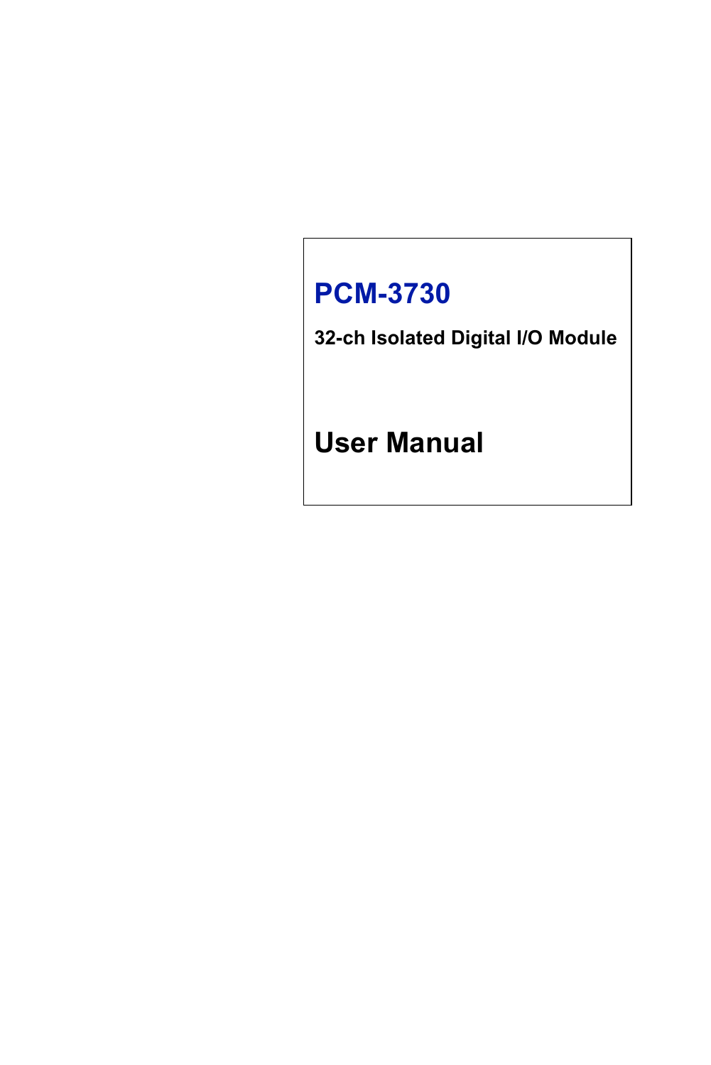# PCM-3730

**32-ch Isolated Digital I/O Module**

# User Manual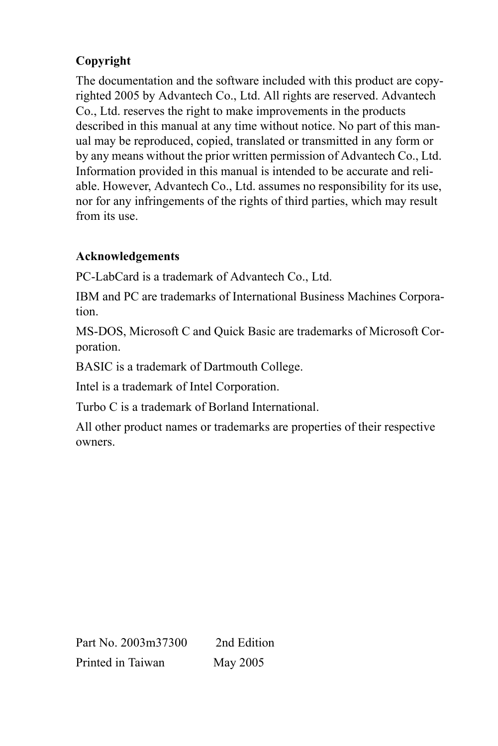**Copyright**

The documentation and the software included with this product are copyrighted 2005 by Advantech Co., Ltd. All rights are reserved. Advantech Co., Ltd. reserves the right to make improvements in the products described in this manual at any time without notice. No part of this manual may be reproduced, copied, translated or transmitted in any form or by any means without the prior written permission of Advantech Co., Ltd. Information provided in this manual is intended to be accurate and reliable. However, Advantech Co., Ltd. assumes no responsibility for its use, nor for any infringements of the rights of third parties, which may result from its use.

**Acknowledgements**

PC-LabCard is a trademark of Advantech Co., Ltd.

IBM and PC are trademarks of International Business Machines Corporation.

MS-DOS, Microsoft C and Quick Basic are trademarks of Microsoft Corporation.

BASIC is a trademark of Dartmouth College.

Intel is a trademark of Intel Corporation.

Turbo C is a trademark of Borland International.

All other product names or trademarks are properties of their respective owners.

Part No. 2003m37300 2nd Edition

Printed in Taiwan May 2005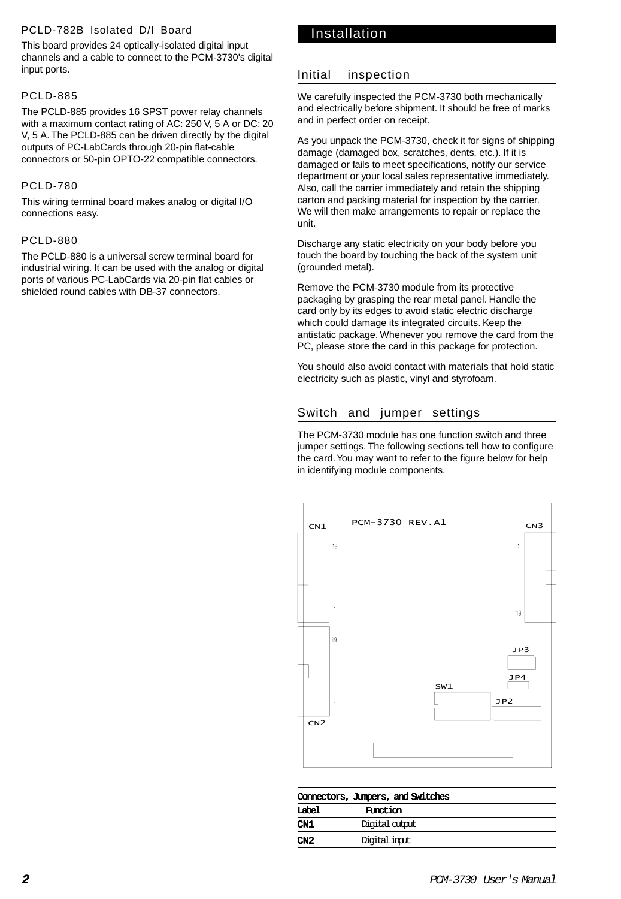### PCLD-782B Isolated D/I Board

This board provides 24 optically-isolated digital input channels and a cable to connect to the PCM-3730's digital input ports.

### PCLD-885

The PCLD-885 provides 16 SPST power relay channels with a maximum contact rating of AC: 250 V, 5 A or DC: 20 V, 5 A. The PCLD-885 can be driven directly by the digital outputs of PC-LabCards through 20-pin flat-cable connectors or 50-pin OPTO-22 compatible connectors.

### PCLD-780

This wiring terminal board makes analog or digital I/O connections easy.

### PCLD-880

The PCLD-880 is a universal screw terminal board for industrial wiring. It can be used with the analog or digital ports of various PC-LabCards via 20-pin flat cables or shielded round cables with DB-37 connectors.

# Installation

## Initial inspection

We carefully inspected the PCM-3730 both mechanically and electrically before shipment. It should be free of marks and in perfect order on receipt.

As you unpack the PCM-3730, check it for signs of shipping damage (damaged box, scratches, dents, etc.). If it is damaged or fails to meet specifications, notify our service department or your local sales representative immediately. Also, call the carrier immediately and retain the shipping carton and packing material for inspection by the carrier. We will then make arrangements to repair or replace the unit.

Discharge any static electricity on your body before you touch the board by touching the back of the system unit (grounded metal).

Remove the PCM-3730 module from its protective packaging by grasping the rear metal panel. Handle the card only by its edges to avoid static electric discharge which could damage its integrated circuits. Keep the antistatic package. Whenever you remove the card from the PC, please store the card in this package for protection.

You should also avoid contact with materials that hold static electricity such as plastic, vinyl and styrofoam.

## Switch and jumper settings

The PCM-3730 module has one function switch and three jumper settings. The following sections tell how to configure the card. You may want to refer to the figure below for help in identifying module components.

PCM-3730 REV.A1

CN1 CN3 JP3 JP4 SW1 JP2 CN2

**Connectors, Jumpers, and Switches**

| Label | Function |
|---|---|
| **CN1** | Digital output |
| **CN2** | Digital input |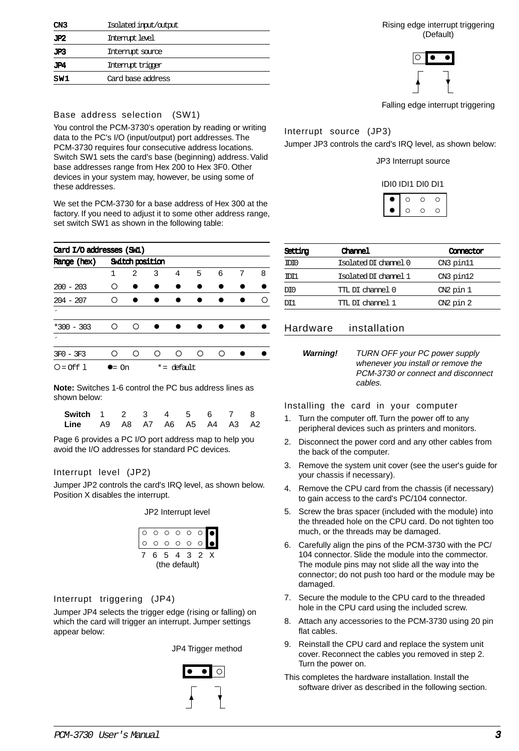| | |
|---|---|
| CN3 | Isolated input/output |
| JP2 | Interrupt level |
| JP3 | Interrupt source |
| JP4 | Interrupt trigger |
| SW1 | Card base address |

### Base address selection (SW1)

You control the PCM-3730's operation by reading or writing data to the PC's I/O (input/output) port addresses. The PCM-3730 requires four consecutive address locations. Switch SW1 sets the card's base (beginning) address. Valid base addresses range from Hex 200 to Hex 3F0. Other devices in your system may, however, be using some of these addresses.

We set the PCM-3730 for a base address of Hex 300 at the factory. If you need to adjust it to some other address range, set switch SW1 as shown in the following table:

**Card I/O addresses (SW1)**

| Range (hex) | Switch position | | | | | | | |
|---|---|---|---|---|---|---|---|---|
| | 1 | 2 | 3 | 4 | 5 | 6 | 7 | 8 |
| 200 - 203 | ○ | ● | ● | ● | ● | ● | ● | ● |
| 204 - 207 | ○ | ● | ● | ● | ● | ● | ● | ○ |
| ⋮ | | | | | | | | |
| *300 - 303 | ○ | ○ | ● | ● | ● | ● | ● | ● |
| ⋮ | | | | | | | | |
| 3F0 - 3F3 | ○ | ○ | ○ | ○ | ○ | ○ | ● | ● |

○ = Off l ●= On * = default

**Note:** Switches 1-6 control the PC bus address lines as shown below:

| **Switch** | 1 | 2 | 3 | 4 | 5 | 6 | 7 | 8 |
|---|---|---|---|---|---|---|---|---|
| **Line** | A9 | A8 | A7 | A6 | A5 | A4 | A3 | A2 |

Page 6 provides a PC I/O port address map to help you avoid the I/O addresses for standard PC devices.

### Interrupt level (JP2)

Jumper JP2 controls the card's IRQ level, as shown below. Position X disables the interrupt.

JP2 Interrupt level

7 6 5 4 3 2 X
(the default)

### Interrupt triggering (JP4)

Jumper JP4 selects the trigger edge (rising or falling) on which the card will trigger an interrupt. Jumper settings appear below:

JP4 Trigger method

Rising edge interrupt triggering (Default)

Falling edge interrupt triggering

### Interrupt source (JP3)

Jumper JP3 controls the card's IRQ level, as shown below:

JP3 Interrupt source

IDI0 IDI1 DI0 DI1

| Setting | Channel | Connector |
|---|---|---|
| IDI0 | Isolated DI channel 0 | CN3 pin11 |
| IDI1 | Isolated DI channel 1 | CN3 pin12 |
| DI0 | TTL DI channel 0 | CN2 pin 1 |
| DI1 | TTL DI channel 1 | CN2 pin 2 |

## Hardware installation

***Warning!*** *TURN OFF your PC power supply whenever you install or remove the PCM-3730 or connect and disconnect cables.*

### Installing the card in your computer

1. Turn the computer off. Turn the power off to any peripheral devices such as printers and monitors.
2. Disconnect the power cord and any other cables from the back of the computer.
3. Remove the system unit cover (see the user's guide for your chassis if necessary).
4. Remove the CPU card from the chassis (if necessary) to gain access to the card's PC/104 connector.
5. Screw the bras spacer (included with the module) into the threaded hole on the CPU card. Do not tighten too much, or the threads may be damaged.
6. Carefully align the pins of the PCM-3730 with the PC/104 connector. Slide the module into the commector. The module pins may not slide all the way into the connector; do not push too hard or the module may be damaged.
7. Secure the module to the CPU card to the threaded hole in the CPU card using the included screw.
8. Attach any accessories to the PCM-3730 using 20 pin flat cables.
9. Reinstall the CPU card and replace the system unit cover. Reconnect the cables you removed in step 2. Turn the power on.

This completes the hardware installation. Install the software driver as described in the following section.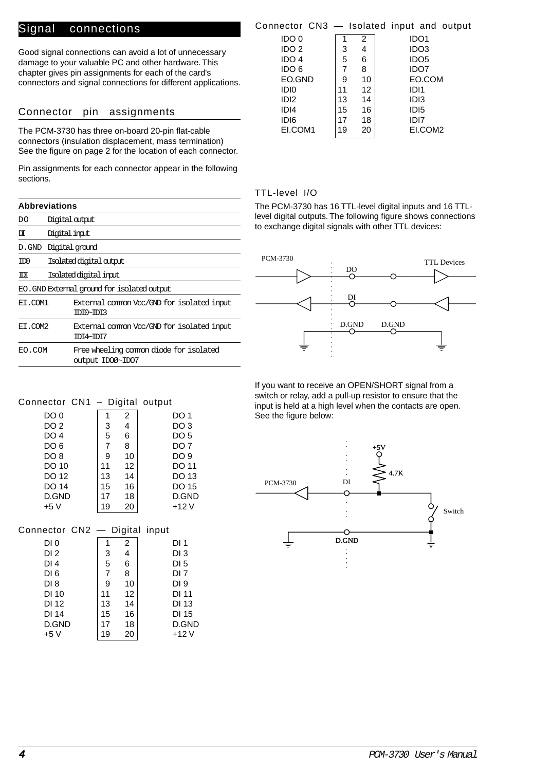## Signal connections

Good signal connections can avoid a lot of unnecessary damage to your valuable PC and other hardware. This chapter gives pin assignments for each of the card's connectors and signal connections for different applications.

### Connector pin assignments

The PCM-3730 has three on-board 20-pin flat-cable connectors (insulation displacement, mass termination) See the figure on page 2 for the location of each connector.

Pin assignments for each connector appear in the following sections.

| Abbreviations | |
|---|---|
| DO | Digital output |
| DI | Digital input |
| D.GND | Digital ground |
| IDO | Isolated digital output |
| IDI | Isolated digital input |
| EO.GND | External ground for isolated output |
| EI.COM1 | External common Vcc/GND for isolated input IDI0~IDI3 |
| EI.COM2 | External common Vcc/GND for isolated input IDI4~IDI7 |
| EO.COM | Free wheeling common diode for isolated output IDO0~IDO7 |

#### Connector CN1 – Digital output

| Signal | Pin | Pin | Signal |
|---|---|---|---|
| DO 0 | 1 | 2 | DO 1 |
| DO 2 | 3 | 4 | DO 3 |
| DO 4 | 5 | 6 | DO 5 |
| DO 6 | 7 | 8 | DO 7 |
| DO 8 | 9 | 10 | DO 9 |
| DO 10 | 11 | 12 | DO 11 |
| DO 12 | 13 | 14 | DO 13 |
| DO 14 | 15 | 16 | DO 15 |
| D.GND | 17 | 18 | D.GND |
| +5 V | 19 | 20 | +12 V |

#### Connector CN2 — Digital input

| Signal | Pin | Pin | Signal |
|---|---|---|---|
| DI 0 | 1 | 2 | DI 1 |
| DI 2 | 3 | 4 | DI 3 |
| DI 4 | 5 | 6 | DI 5 |
| DI 6 | 7 | 8 | DI 7 |
| DI 8 | 9 | 10 | DI 9 |
| DI 10 | 11 | 12 | DI 11 |
| DI 12 | 13 | 14 | DI 13 |
| DI 14 | 15 | 16 | DI 15 |
| D.GND | 17 | 18 | D.GND |
| +5 V | 19 | 20 | +12 V |

#### Connector CN3 — Isolated input and output

| Signal | Pin | Pin | Signal |
|---|---|---|---|
| IDO 0 | 1 | 2 | IDO1 |
| IDO 2 | 3 | 4 | IDO3 |
| IDO 4 | 5 | 6 | IDO5 |
| IDO 6 | 7 | 8 | IDO7 |
| EO.GND | 9 | 10 | EO.COM |
| IDI0 | 11 | 12 | IDI1 |
| IDI2 | 13 | 14 | IDI3 |
| IDI4 | 15 | 16 | IDI5 |
| IDI6 | 17 | 18 | IDI7 |
| EI.COM1 | 19 | 20 | EI.COM2 |

### TTL-level I/O

The PCM-3730 has 16 TTL-level digital inputs and 16 TTL-level digital outputs. The following figure shows connections to exchange digital signals with other TTL devices:

PCM-3730 — DO — DI — D.GND — D.GND — TTL Devices

If you want to receive an OPEN/SHORT signal from a switch or relay, add a pull-up resistor to ensure that the input is held at a high level when the contacts are open. See the figure below:

PCM-3730 — DI — +5V — 4.7K — Switch — D.GND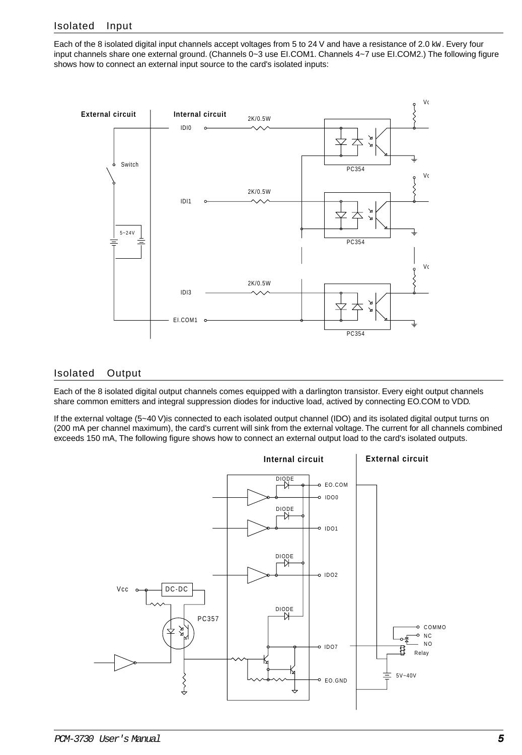## Isolated Input

Each of the 8 isolated digital input channels accept voltages from 5 to 24 V and have a resistance of 2.0 kW. Every four input channels share one external ground. (Channels 0~3 use EI.COM1. Channels 4~7 use EI.COM2.) The following figure shows how to connect an external input source to the card's isolated inputs:

## Isolated Output

Each of the 8 isolated digital output channels comes equipped with a darlington transistor. Every eight output channels share common emitters and integral suppression diodes for inductive load, actived by connecting EO.COM to VDD.

If the external voltage (5~40 V)is connected to each isolated output channel (IDO) and its isolated digital output turns on (200 mA per channel maximum), the card's current will sink from the external voltage. The current for all channels combined exceeds 150 mA, The following figure shows how to connect an external output load to the card's isolated outputs.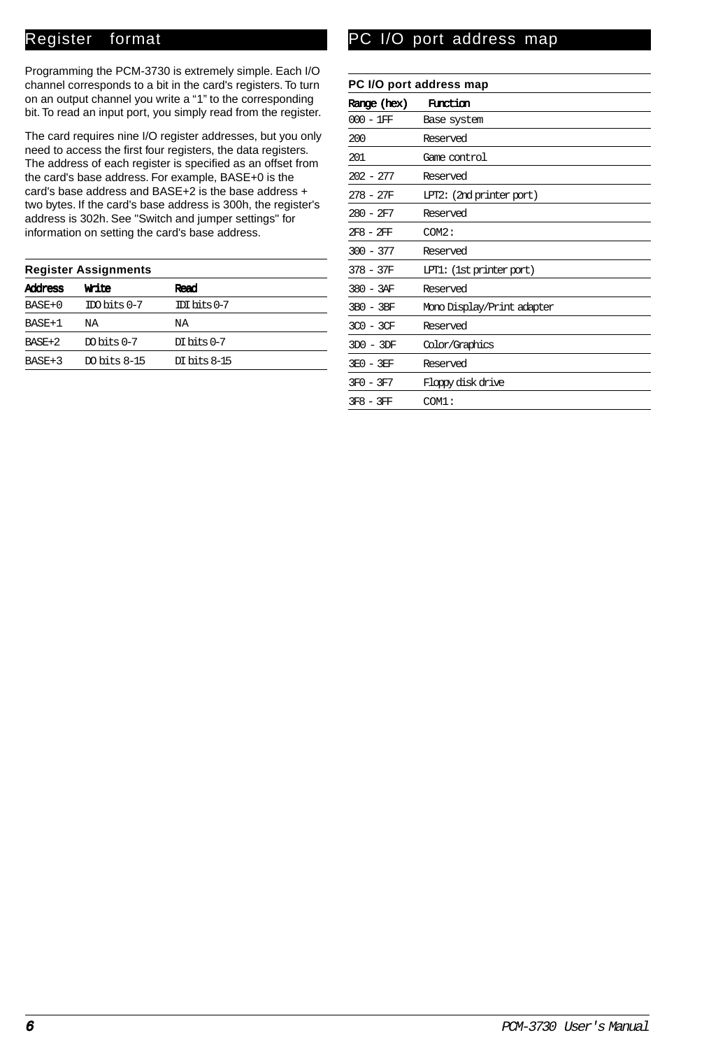## Register format

Programming the PCM-3730 is extremely simple. Each I/O channel corresponds to a bit in the card's registers. To turn on an output channel you write a “1” to the corresponding bit. To read an input port, you simply read from the register.

The card requires nine I/O register addresses, but you only need to access the first four registers, the data registers. The address of each register is specified as an offset from the card's base address. For example, BASE+0 is the card's base address and BASE+2 is the base address + two bytes. If the card's base address is 300h, the register's address is 302h. See "Switch and jumper settings" for information on setting the card's base address.

**Register Assignments**

| Address | Write | Read |
|---|---|---|
| BASE+0 | IDO bits 0-7 | IDI bits 0-7 |
| BASE+1 | NA | NA |
| BASE+2 | DO bits 0-7 | DI bits 0-7 |
| BASE+3 | DO bits 8-15 | DI bits 8-15 |

## PC I/O port address map

**PC I/O port address map**

| Range (hex) | Function |
|---|---|
| 000 - 1FF | Base system |
| 200 | Reserved |
| 201 | Game control |
| 202 - 277 | Reserved |
| 278 - 27F | LPT2: (2nd printer port) |
| 280 - 2F7 | Reserved |
| 2F8 - 2FF | COM2: |
| 300 - 377 | Reserved |
| 378 - 37F | LPT1: (1st printer port) |
| 380 - 3AF | Reserved |
| 3B0 - 3BF | Mono Display/Print adapter |
| 3C0 - 3CF | Reserved |
| 3D0 - 3DF | Color/Graphics |
| 3E0 - 3EF | Reserved |
| 3F0 - 3F7 | Floppy disk drive |
| 3F8 - 3FF | COM1: |